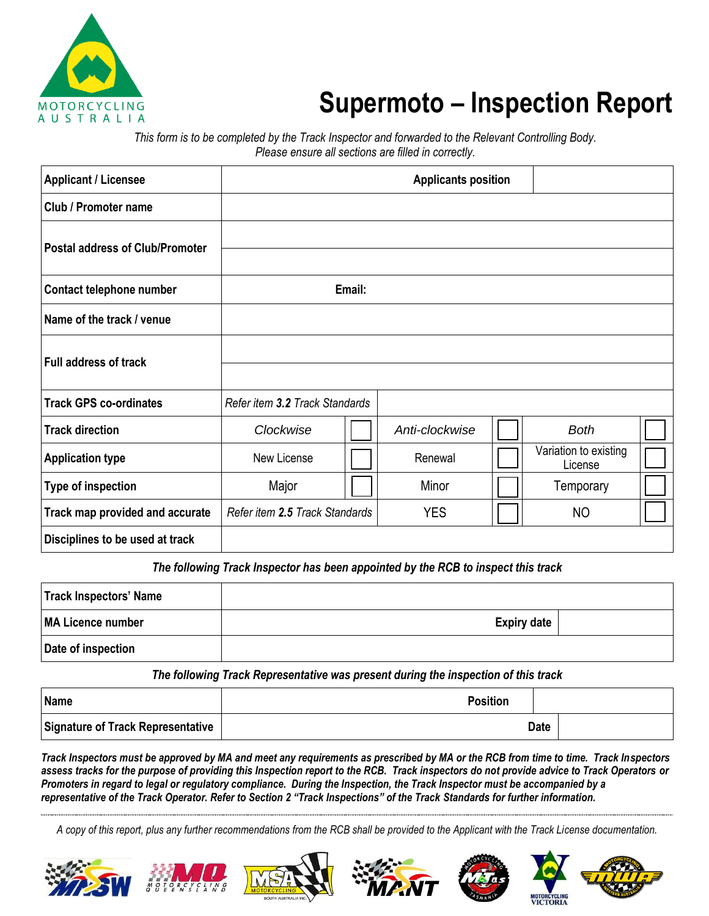# Supermoto – Inspection Report

*This form is to be completed by the Track Inspector and forwarded to the Relevant Controlling Body.*
*Please ensure all sections are filled in correctly.*

| | | | | | | |
|---|---|---|---|---|---|---|
| **Applicant / Licensee** | | | **Applicants position** | | | |
| **Club / Promoter name** | | | | | | |
| **Postal address of Club/Promoter** | | | | | | |
| **Contact telephone number** | | | **Email:** | | | |
| **Name of the track / venue** | | | | | | |
| **Full address of track** | | | | | | |
| **Track GPS co-ordinates** | *Refer item **3.2** Track Standards* | | | | | |
| **Track direction** | *Clockwise* | ☐ | *Anti-clockwise* | ☐ | *Both* | ☐ |
| **Application type** | New License | ☐ | Renewal | ☐ | Variation to existing License | ☐ |
| **Type of inspection** | Major | ☐ | Minor | ☐ | Temporary | ☐ |
| **Track map provided and accurate** | *Refer item **2.5** Track Standards* | | YES | ☐ | NO | ☐ |
| **Disciplines to be used at track** | | | | | | |

***The following Track Inspector has been appointed by the RCB to inspect this track***

| | | | |
|---|---|---|---|
| **Track Inspectors' Name** | | | |
| **MA Licence number** | | **Expiry date** | |
| **Date of inspection** | | | |

***The following Track Representative was present during the inspection of this track***

| | | | |
|---|---|---|---|
| **Name** | | **Position** | |
| **Signature of Track Representative** | | **Date** | |

***Track Inspectors must be approved by MA and meet any requirements as prescribed by MA or the RCB from time to time. Track Inspectors assess tracks for the purpose of providing this Inspection report to the RCB. Track inspectors do not provide advice to Track Operators or Promoters in regard to legal or regulatory compliance. During the Inspection, the Track Inspector must be accompanied by a representative of the Track Operator. Refer to Section 2 "Track Inspections" of the Track Standards for further information.***

---

*A copy of this report, plus any further recommendations from the RCB shall be provided to the Applicant with the Track License documentation.*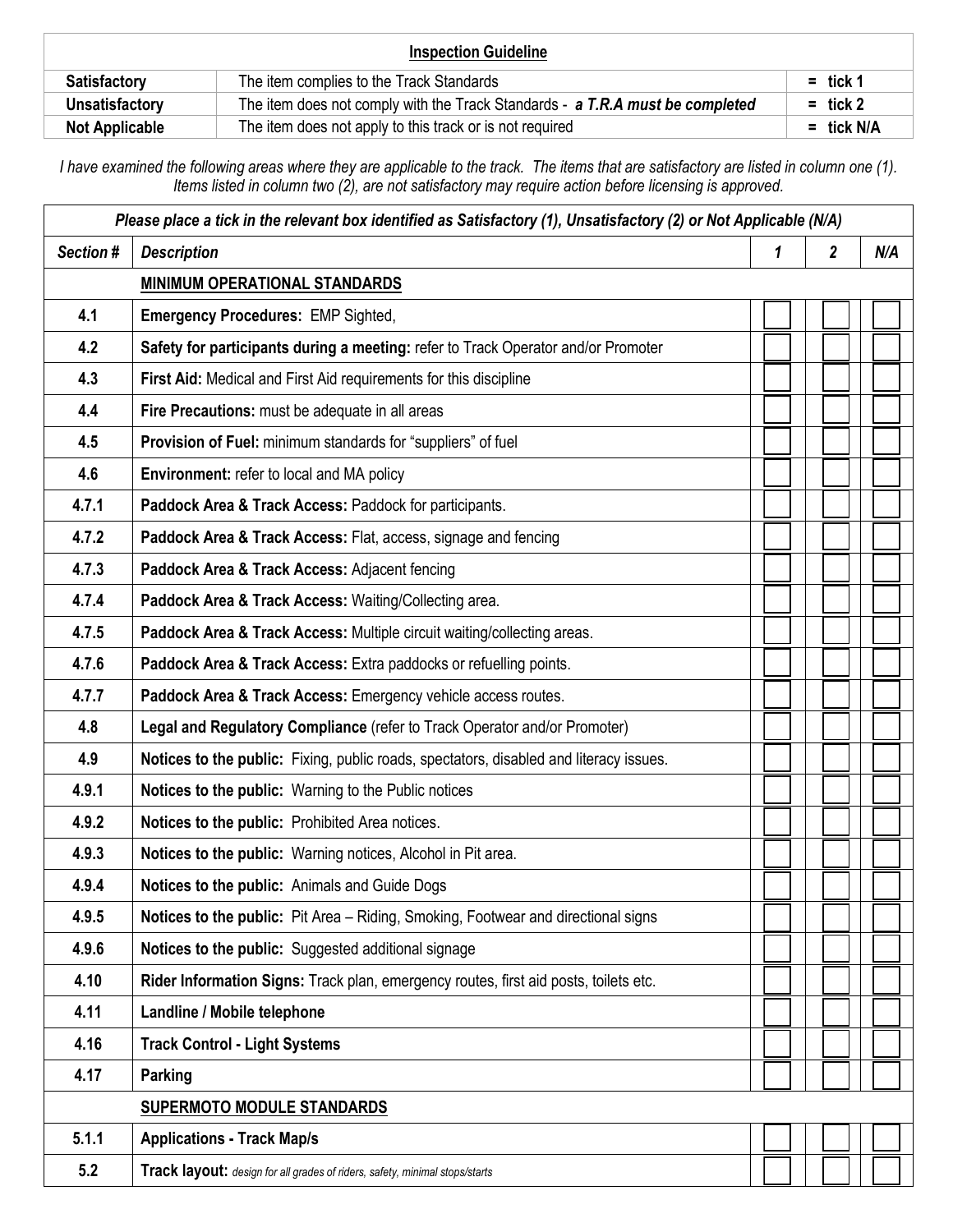| Inspection Guideline | | |
|---|---|---|
| **Satisfactory** | The item complies to the Track Standards | = tick 1 |
| **Unsatisfactory** | The item does not comply with the Track Standards - ***a T.R.A must be completed*** | = tick 2 |
| **Not Applicable** | The item does not apply to this track or is not required | = tick N/A |

*I have examined the following areas where they are applicable to the track. The items that are satisfactory are listed in column one (1). Items listed in column two (2), are not satisfactory may require action before licensing is approved.*

| *Please place a tick in the relevant box identified as Satisfactory (1), Unsatisfactory (2) or Not Applicable (N/A)* | | | | |
|---|---|---|---|---|
| ***Section #*** | ***Description*** | ***1*** | ***2*** | ***N/A*** |
| | **MINIMUM OPERATIONAL STANDARDS** | | | |
| **4.1** | **Emergency Procedures:** EMP Sighted, | ☐ | ☐ | ☐ |
| **4.2** | **Safety for participants during a meeting:** refer to Track Operator and/or Promoter | ☐ | ☐ | ☐ |
| **4.3** | **First Aid:** Medical and First Aid requirements for this discipline | ☐ | ☐ | ☐ |
| **4.4** | **Fire Precautions:** must be adequate in all areas | ☐ | ☐ | ☐ |
| **4.5** | **Provision of Fuel:** minimum standards for "suppliers" of fuel | ☐ | ☐ | ☐ |
| **4.6** | **Environment:** refer to local and MA policy | ☐ | ☐ | ☐ |
| **4.7.1** | **Paddock Area & Track Access:** Paddock for participants. | ☐ | ☐ | ☐ |
| **4.7.2** | **Paddock Area & Track Access:** Flat, access, signage and fencing | ☐ | ☐ | ☐ |
| **4.7.3** | **Paddock Area & Track Access:** Adjacent fencing | ☐ | ☐ | ☐ |
| **4.7.4** | **Paddock Area & Track Access:** Waiting/Collecting area. | ☐ | ☐ | ☐ |
| **4.7.5** | **Paddock Area & Track Access:** Multiple circuit waiting/collecting areas. | ☐ | ☐ | ☐ |
| **4.7.6** | **Paddock Area & Track Access:** Extra paddocks or refuelling points. | ☐ | ☐ | ☐ |
| **4.7.7** | **Paddock Area & Track Access:** Emergency vehicle access routes. | ☐ | ☐ | ☐ |
| **4.8** | **Legal and Regulatory Compliance** (refer to Track Operator and/or Promoter) | ☐ | ☐ | ☐ |
| **4.9** | **Notices to the public:** Fixing, public roads, spectators, disabled and literacy issues. | ☐ | ☐ | ☐ |
| **4.9.1** | **Notices to the public:** Warning to the Public notices | ☐ | ☐ | ☐ |
| **4.9.2** | **Notices to the public:** Prohibited Area notices. | ☐ | ☐ | ☐ |
| **4.9.3** | **Notices to the public:** Warning notices, Alcohol in Pit area. | ☐ | ☐ | ☐ |
| **4.9.4** | **Notices to the public:** Animals and Guide Dogs | ☐ | ☐ | ☐ |
| **4.9.5** | **Notices to the public:** Pit Area – Riding, Smoking, Footwear and directional signs | ☐ | ☐ | ☐ |
| **4.9.6** | **Notices to the public:** Suggested additional signage | ☐ | ☐ | ☐ |
| **4.10** | **Rider Information Signs:** Track plan, emergency routes, first aid posts, toilets etc. | ☐ | ☐ | ☐ |
| **4.11** | **Landline / Mobile telephone** | ☐ | ☐ | ☐ |
| **4.16** | **Track Control - Light Systems** | ☐ | ☐ | ☐ |
| **4.17** | **Parking** | ☐ | ☐ | ☐ |
| | **SUPERMOTO MODULE STANDARDS** | | | |
| **5.1.1** | **Applications - Track Map/s** | ☐ | ☐ | ☐ |
| **5.2** | **Track layout:** *design for all grades of riders, safety, minimal stops/starts* | ☐ | ☐ | ☐ |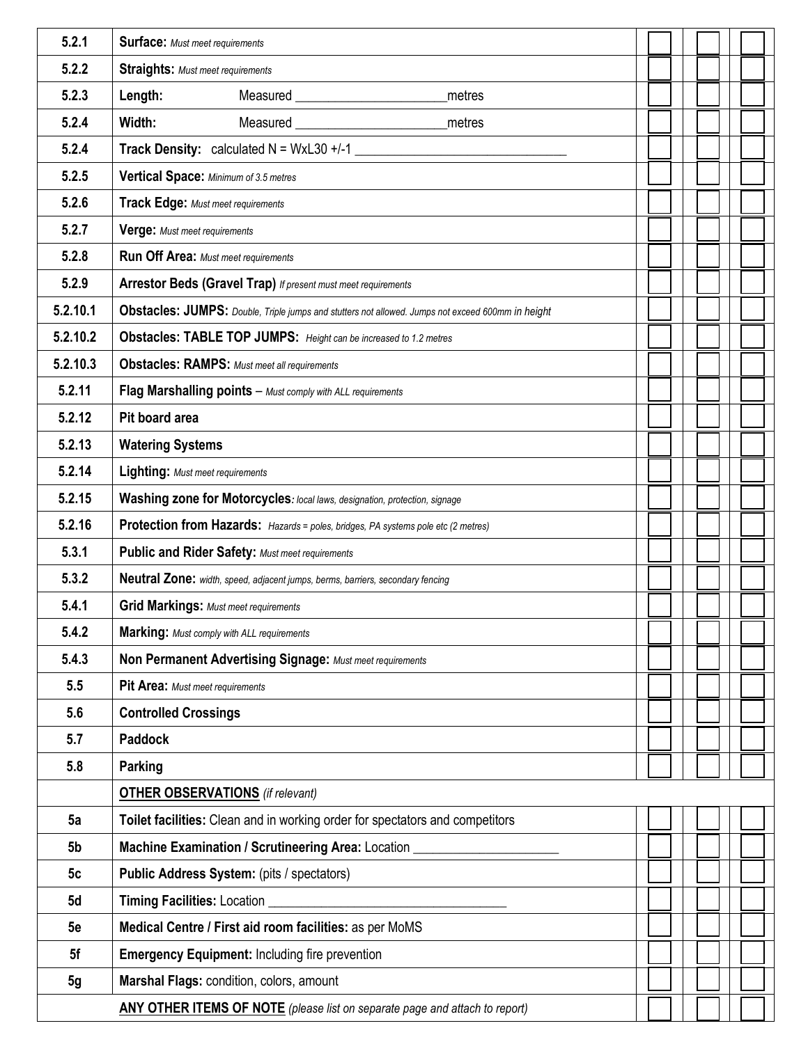| | | | | |
|---|---|---|---|---|
| 5.2.1 | **Surface:** *Must meet requirements* | ☐ | ☐ | ☐ |
| 5.2.2 | **Straights:** *Must meet requirements* | ☐ | ☐ | ☐ |
| 5.2.3 | **Length:** Measured ______________________metres | ☐ | ☐ | ☐ |
| 5.2.4 | **Width:** Measured ______________________metres | ☐ | ☐ | ☐ |
| 5.2.4 | **Track Density:** calculated N = WxL30 +/-1 _______________________________ | ☐ | ☐ | ☐ |
| 5.2.5 | **Vertical Space:** *Minimum of 3.5 metres* | ☐ | ☐ | ☐ |
| 5.2.6 | **Track Edge:** *Must meet requirements* | ☐ | ☐ | ☐ |
| 5.2.7 | **Verge:** *Must meet requirements* | ☐ | ☐ | ☐ |
| 5.2.8 | **Run Off Area:** *Must meet requirements* | ☐ | ☐ | ☐ |
| 5.2.9 | **Arrestor Beds (Gravel Trap)** *If present must meet requirements* | ☐ | ☐ | ☐ |
| 5.2.10.1 | **Obstacles: JUMPS:** *Double, Triple jumps and stutters not allowed. Jumps not exceed 600mm in height* | ☐ | ☐ | ☐ |
| 5.2.10.2 | **Obstacles: TABLE TOP JUMPS:** *Height can be increased to 1.2 metres* | ☐ | ☐ | ☐ |
| 5.2.10.3 | **Obstacles: RAMPS:** *Must meet all requirements* | ☐ | ☐ | ☐ |
| 5.2.11 | **Flag Marshalling points** – *Must comply with ALL requirements* | ☐ | ☐ | ☐ |
| 5.2.12 | **Pit board area** | ☐ | ☐ | ☐ |
| 5.2.13 | **Watering Systems** | ☐ | ☐ | ☐ |
| 5.2.14 | **Lighting:** *Must meet requirements* | ☐ | ☐ | ☐ |
| 5.2.15 | **Washing zone for Motorcycles***: local laws, designation, protection, signage* | ☐ | ☐ | ☐ |
| 5.2.16 | **Protection from Hazards:** *Hazards = poles, bridges, PA systems pole etc (2 metres)* | ☐ | ☐ | ☐ |
| 5.3.1 | **Public and Rider Safety:** *Must meet requirements* | ☐ | ☐ | ☐ |
| 5.3.2 | **Neutral Zone:** *width, speed, adjacent jumps, berms, barriers, secondary fencing* | ☐ | ☐ | ☐ |
| 5.4.1 | **Grid Markings:** *Must meet requirements* | ☐ | ☐ | ☐ |
| 5.4.2 | **Marking:** *Must comply with ALL requirements* | ☐ | ☐ | ☐ |
| 5.4.3 | **Non Permanent Advertising Signage:** *Must meet requirements* | ☐ | ☐ | ☐ |
| 5.5 | **Pit Area:** *Must meet requirements* | ☐ | ☐ | ☐ |
| 5.6 | **Controlled Crossings** | ☐ | ☐ | ☐ |
| 5.7 | **Paddock** | ☐ | ☐ | ☐ |
| 5.8 | **Parking** | ☐ | ☐ | ☐ |
| | **OTHER OBSERVATIONS** *(if relevant)* | | | |
| 5a | **Toilet facilities:** Clean and in working order for spectators and competitors | ☐ | ☐ | ☐ |
| 5b | **Machine Examination / Scrutineering Area:** Location _____________________ | ☐ | ☐ | ☐ |
| 5c | **Public Address System:** (pits / spectators) | ☐ | ☐ | ☐ |
| 5d | **Timing Facilities:** Location ___________________________________ | ☐ | ☐ | ☐ |
| 5e | **Medical Centre / First aid room facilities:** as per MoMS | ☐ | ☐ | ☐ |
| 5f | **Emergency Equipment:** Including fire prevention | ☐ | ☐ | ☐ |
| 5g | **Marshal Flags:** condition, colors, amount | ☐ | ☐ | ☐ |
| | **ANY OTHER ITEMS OF NOTE** *(please list on separate page and attach to report)* | ☐ | ☐ | ☐ |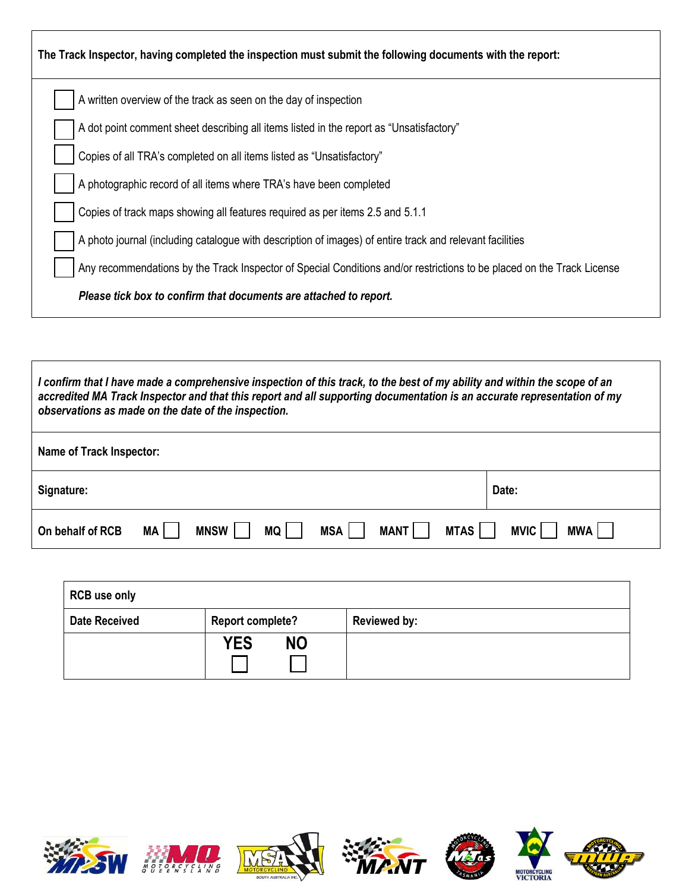**The Track Inspector, having completed the inspection must submit the following documents with the report:**

- ☐ A written overview of the track as seen on the day of inspection
- ☐ A dot point comment sheet describing all items listed in the report as "Unsatisfactory"
- ☐ Copies of all TRA's completed on all items listed as "Unsatisfactory"
- ☐ A photographic record of all items where TRA's have been completed
- ☐ Copies of track maps showing all features required as per items 2.5 and 5.1.1
- ☐ A photo journal (including catalogue with description of images) of entire track and relevant facilities
- ☐ Any recommendations by the Track Inspector of Special Conditions and/or restrictions to be placed on the Track License

***Please tick box to confirm that documents are attached to report.***

***I confirm that I have made a comprehensive inspection of this track, to the best of my ability and within the scope of an accredited MA Track Inspector and that this report and all supporting documentation is an accurate representation of my observations as made on the date of the inspection.***

| | |
|---|---|
| **Name of Track Inspector:** | |
| **Signature:** | **Date:** |
| **On behalf of RCB** MA ☐ MNSW ☐ MQ ☐ MSA ☐ MANT ☐ MTAS ☐ MVIC ☐ MWA ☐ | |

| **RCB use only** | | |
|---|---|---|
| **Date Received** | **Report complete?** | **Reviewed by:** |
| | **YES** ☐ **NO** ☐ | |